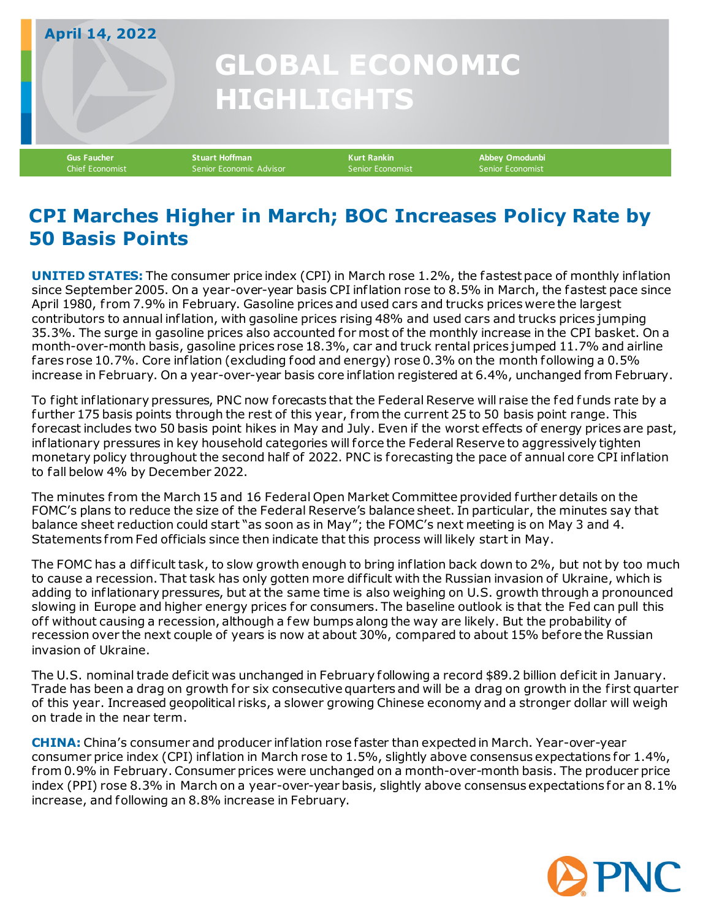April 14, 2022

# GLOBAL ECONOMIC HIGHLIGHTS

**Gus Faucher**
Chief Economist

**Stuart Hoffman**
Senior Economic Advisor

**Kurt Rankin**
Senior Economist

**Abbey Omodunbi**
Senior Economist

## CPI Marches Higher in March; BOC Increases Policy Rate by 50 Basis Points

**UNITED STATES:** The consumer price index (CPI) in March rose 1.2%, the fastest pace of monthly inflation since September 2005. On a year-over-year basis CPI inflation rose to 8.5% in March, the fastest pace since April 1980, from 7.9% in February. Gasoline prices and used cars and trucks prices were the largest contributors to annual inflation, with gasoline prices rising 48% and used cars and trucks prices jumping 35.3%. The surge in gasoline prices also accounted for most of the monthly increase in the CPI basket. On a month-over-month basis, gasoline prices rose 18.3%, car and truck rental prices jumped 11.7% and airline fares rose 10.7%. Core inflation (excluding food and energy) rose 0.3% on the month following a 0.5% increase in February. On a year-over-year basis core inflation registered at 6.4%, unchanged from February.

To fight inflationary pressures, PNC now forecasts that the Federal Reserve will raise the fed funds rate by a further 175 basis points through the rest of this year, from the current 25 to 50 basis point range. This forecast includes two 50 basis point hikes in May and July. Even if the worst effects of energy prices are past, inflationary pressures in key household categories will force the Federal Reserve to aggressively tighten monetary policy throughout the second half of 2022. PNC is forecasting the pace of annual core CPI inflation to fall below 4% by December 2022.

The minutes from the March 15 and 16 Federal Open Market Committee provided further details on the FOMC's plans to reduce the size of the Federal Reserve's balance sheet. In particular, the minutes say that balance sheet reduction could start "as soon as in May"; the FOMC's next meeting is on May 3 and 4. Statements from Fed officials since then indicate that this process will likely start in May.

The FOMC has a difficult task, to slow growth enough to bring inflation back down to 2%, but not by too much to cause a recession. That task has only gotten more difficult with the Russian invasion of Ukraine, which is adding to inflationary pressures, but at the same time is also weighing on U.S. growth through a pronounced slowing in Europe and higher energy prices for consumers. The baseline outlook is that the Fed can pull this off without causing a recession, although a few bumps along the way are likely. But the probability of recession over the next couple of years is now at about 30%, compared to about 15% before the Russian invasion of Ukraine.

The U.S. nominal trade deficit was unchanged in February following a record $89.2 billion deficit in January. Trade has been a drag on growth for six consecutive quarters and will be a drag on growth in the first quarter of this year. Increased geopolitical risks, a slower growing Chinese economy and a stronger dollar will weigh on trade in the near term.

**CHINA:** China's consumer and producer inflation rose faster than expected in March. Year-over-year consumer price index (CPI) inflation in March rose to 1.5%, slightly above consensus expectations for 1.4%, from 0.9% in February. Consumer prices were unchanged on a month-over-month basis. The producer price index (PPI) rose 8.3% in March on a year-over-year basis, slightly above consensus expectations for an 8.1% increase, and following an 8.8% increase in February.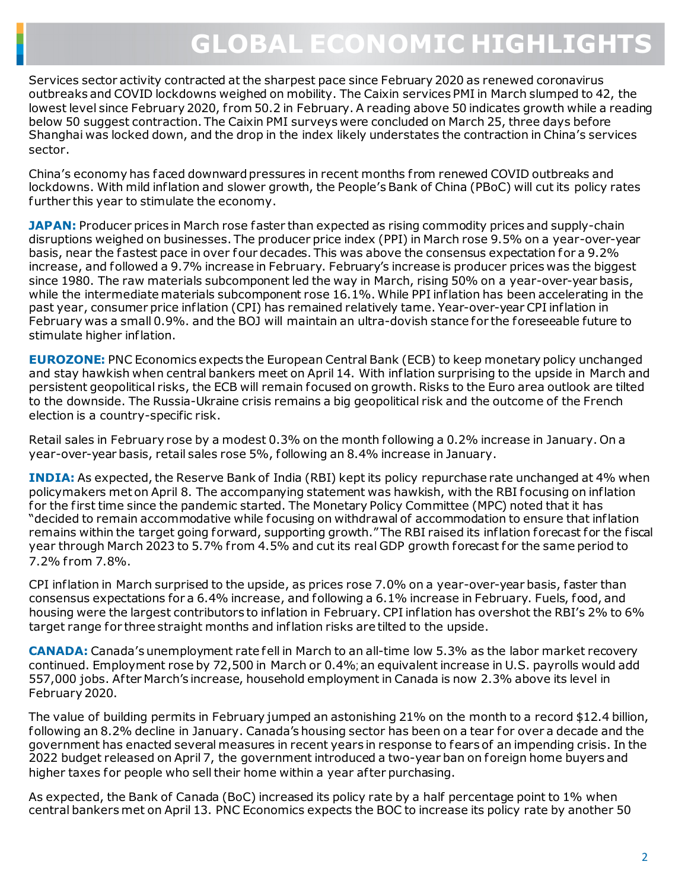# GLOBAL ECONOMIC HIGHLIGHTS

Services sector activity contracted at the sharpest pace since February 2020 as renewed coronavirus outbreaks and COVID lockdowns weighed on mobility. The Caixin services PMI in March slumped to 42, the lowest level since February 2020, from 50.2 in February. A reading above 50 indicates growth while a reading below 50 suggest contraction. The Caixin PMI surveys were concluded on March 25, three days before Shanghai was locked down, and the drop in the index likely understates the contraction in China's services sector.

China's economy has faced downward pressures in recent months from renewed COVID outbreaks and lockdowns. With mild inflation and slower growth, the People's Bank of China (PBoC) will cut its policy rates further this year to stimulate the economy.

**JAPAN:** Producer prices in March rose faster than expected as rising commodity prices and supply-chain disruptions weighed on businesses. The producer price index (PPI) in March rose 9.5% on a year-over-year basis, near the fastest pace in over four decades. This was above the consensus expectation for a 9.2% increase, and followed a 9.7% increase in February. February's increase is producer prices was the biggest since 1980. The raw materials subcomponent led the way in March, rising 50% on a year-over-year basis, while the intermediate materials subcomponent rose 16.1%. While PPI inflation has been accelerating in the past year, consumer price inflation (CPI) has remained relatively tame. Year-over-year CPI inflation in February was a small 0.9%. and the BOJ will maintain an ultra-dovish stance for the foreseeable future to stimulate higher inflation.

**EUROZONE:** PNC Economics expects the European Central Bank (ECB) to keep monetary policy unchanged and stay hawkish when central bankers meet on April 14. With inflation surprising to the upside in March and persistent geopolitical risks, the ECB will remain focused on growth. Risks to the Euro area outlook are tilted to the downside. The Russia-Ukraine crisis remains a big geopolitical risk and the outcome of the French election is a country-specific risk.

Retail sales in February rose by a modest 0.3% on the month following a 0.2% increase in January. On a year-over-year basis, retail sales rose 5%, following an 8.4% increase in January.

**INDIA:** As expected, the Reserve Bank of India (RBI) kept its policy repurchase rate unchanged at 4% when policymakers met on April 8. The accompanying statement was hawkish, with the RBI focusing on inflation for the first time since the pandemic started. The Monetary Policy Committee (MPC) noted that it has "decided to remain accommodative while focusing on withdrawal of accommodation to ensure that inflation remains within the target going forward, supporting growth." The RBI raised its inflation forecast for the fiscal year through March 2023 to 5.7% from 4.5% and cut its real GDP growth forecast for the same period to 7.2% from 7.8%.

CPI inflation in March surprised to the upside, as prices rose 7.0% on a year-over-year basis, faster than consensus expectations for a 6.4% increase, and following a 6.1% increase in February. Fuels, food, and housing were the largest contributors to inflation in February. CPI inflation has overshot the RBI's 2% to 6% target range for three straight months and inflation risks are tilted to the upside.

**CANADA:** Canada's unemployment rate fell in March to an all-time low 5.3% as the labor market recovery continued. Employment rose by 72,500 in March or 0.4%; an equivalent increase in U.S. payrolls would add 557,000 jobs. After March's increase, household employment in Canada is now 2.3% above its level in February 2020.

The value of building permits in February jumped an astonishing 21% on the month to a record $12.4 billion, following an 8.2% decline in January. Canada's housing sector has been on a tear for over a decade and the government has enacted several measures in recent years in response to fears of an impending crisis. In the 2022 budget released on April 7, the government introduced a two-year ban on foreign home buyers and higher taxes for people who sell their home within a year after purchasing.

As expected, the Bank of Canada (BoC) increased its policy rate by a half percentage point to 1% when central bankers met on April 13. PNC Economics expects the BOC to increase its policy rate by another 50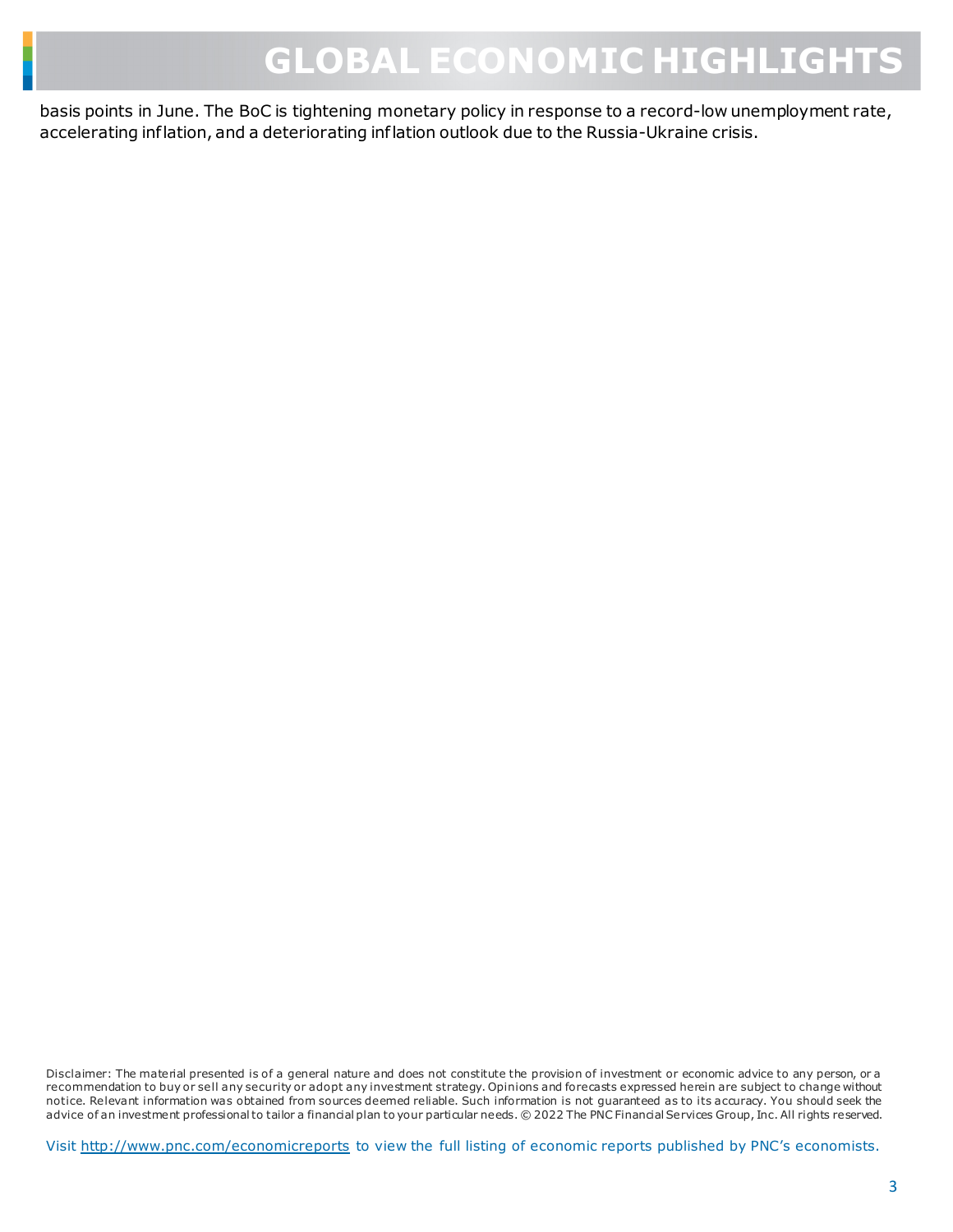basis points in June. The BoC is tightening monetary policy in response to a record-low unemployment rate, accelerating inflation, and a deteriorating inflation outlook due to the Russia-Ukraine crisis.

Disclaimer: The material presented is of a general nature and does not constitute the provision of investment or economic advice to any person, or a recommendation to buy or sell any security or adopt any investment strategy. Opinions and forecasts expressed herein are subject to change without notice. Relevant information was obtained from sources deemed reliable. Such information is not guaranteed as to its accuracy. You should seek the advice of an investment professional to tailor a financial plan to your particular needs. © 2022 The PNC Financial Services Group, Inc. All rights reserved.

Visit http://www.pnc.com/economicreports to view the full listing of economic reports published by PNC's economists.